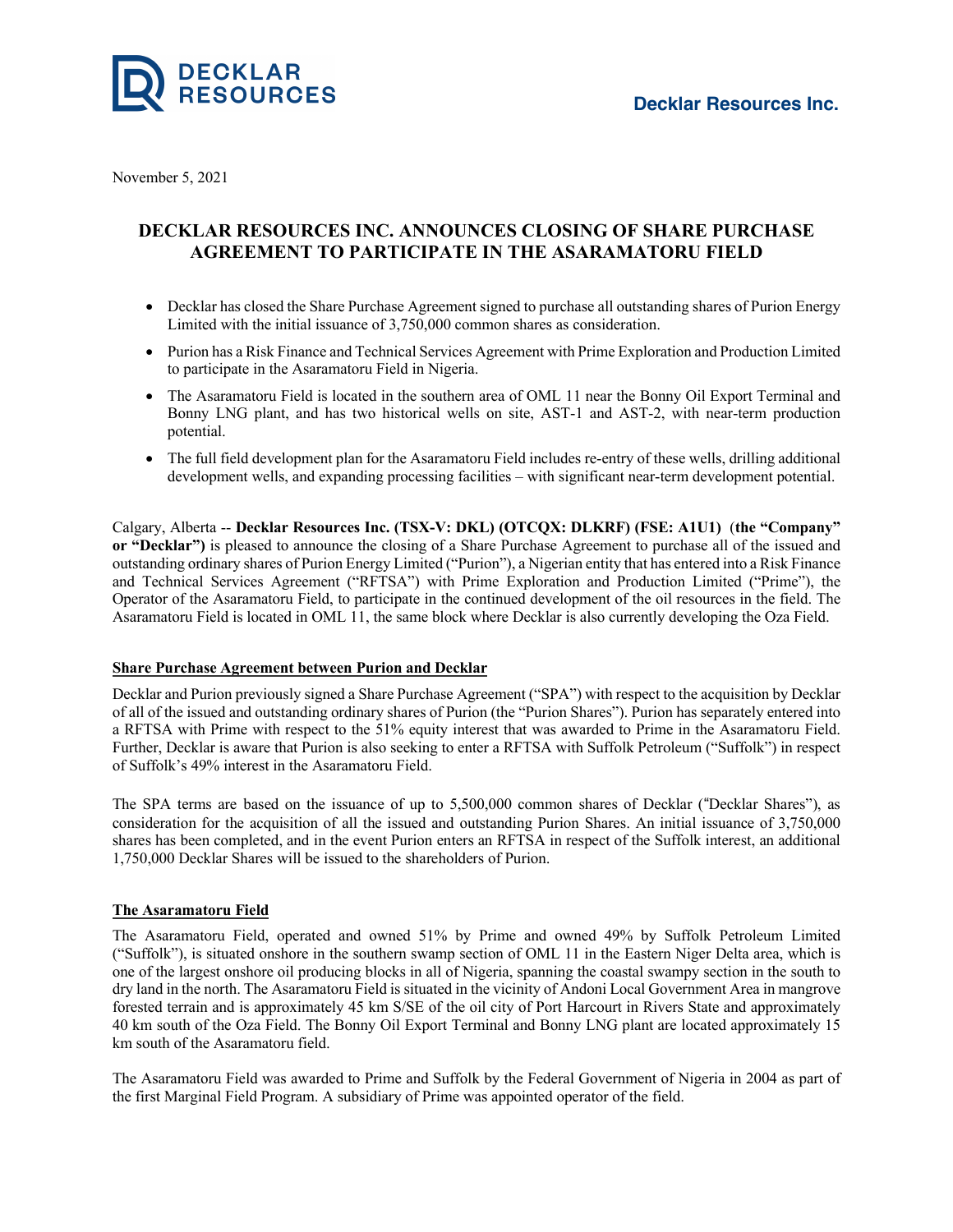DECKLAR RESOURCES

**Decklar Resources Inc.**

November 5, 2021

# DECKLAR RESOURCES INC. ANNOUNCES CLOSING OF SHARE PURCHASE AGREEMENT TO PARTICIPATE IN THE ASARAMATORU FIELD

- Decklar has closed the Share Purchase Agreement signed to purchase all outstanding shares of Purion Energy Limited with the initial issuance of 3,750,000 common shares as consideration.
- Purion has a Risk Finance and Technical Services Agreement with Prime Exploration and Production Limited to participate in the Asaramatoru Field in Nigeria.
- The Asaramatoru Field is located in the southern area of OML 11 near the Bonny Oil Export Terminal and Bonny LNG plant, and has two historical wells on site, AST-1 and AST-2, with near-term production potential.
- The full field development plan for the Asaramatoru Field includes re-entry of these wells, drilling additional development wells, and expanding processing facilities – with significant near-term development potential.

Calgary, Alberta -- **Decklar Resources Inc. (TSX-V: DKL) (OTCQX: DLKRF) (FSE: A1U1)** (**the "Company" or "Decklar")** is pleased to announce the closing of a Share Purchase Agreement to purchase all of the issued and outstanding ordinary shares of Purion Energy Limited ("Purion"), a Nigerian entity that has entered into a Risk Finance and Technical Services Agreement ("RFTSA") with Prime Exploration and Production Limited ("Prime"), the Operator of the Asaramatoru Field, to participate in the continued development of the oil resources in the field. The Asaramatoru Field is located in OML 11, the same block where Decklar is also currently developing the Oza Field.

## Share Purchase Agreement between Purion and Decklar

Decklar and Purion previously signed a Share Purchase Agreement ("SPA") with respect to the acquisition by Decklar of all of the issued and outstanding ordinary shares of Purion (the "Purion Shares"). Purion has separately entered into a RFTSA with Prime with respect to the 51% equity interest that was awarded to Prime in the Asaramatoru Field. Further, Decklar is aware that Purion is also seeking to enter a RFTSA with Suffolk Petroleum ("Suffolk") in respect of Suffolk's 49% interest in the Asaramatoru Field.

The SPA terms are based on the issuance of up to 5,500,000 common shares of Decklar ("Decklar Shares"), as consideration for the acquisition of all the issued and outstanding Purion Shares. An initial issuance of 3,750,000 shares has been completed, and in the event Purion enters an RFTSA in respect of the Suffolk interest, an additional 1,750,000 Decklar Shares will be issued to the shareholders of Purion.

## The Asaramatoru Field

The Asaramatoru Field, operated and owned 51% by Prime and owned 49% by Suffolk Petroleum Limited ("Suffolk"), is situated onshore in the southern swamp section of OML 11 in the Eastern Niger Delta area, which is one of the largest onshore oil producing blocks in all of Nigeria, spanning the coastal swampy section in the south to dry land in the north. The Asaramatoru Field is situated in the vicinity of Andoni Local Government Area in mangrove forested terrain and is approximately 45 km S/SE of the oil city of Port Harcourt in Rivers State and approximately 40 km south of the Oza Field. The Bonny Oil Export Terminal and Bonny LNG plant are located approximately 15 km south of the Asaramatoru field.

The Asaramatoru Field was awarded to Prime and Suffolk by the Federal Government of Nigeria in 2004 as part of the first Marginal Field Program. A subsidiary of Prime was appointed operator of the field.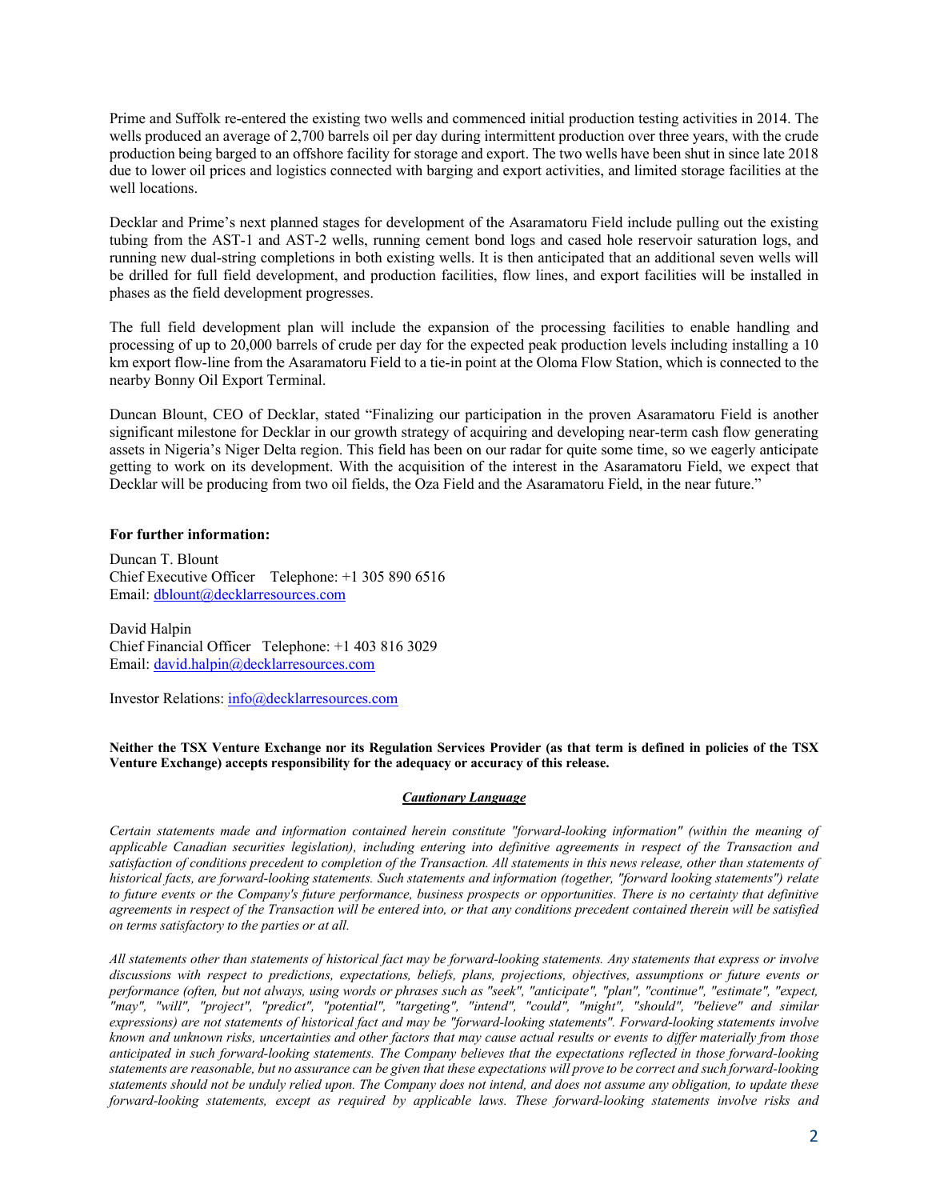Prime and Suffolk re-entered the existing two wells and commenced initial production testing activities in 2014. The wells produced an average of 2,700 barrels oil per day during intermittent production over three years, with the crude production being barged to an offshore facility for storage and export. The two wells have been shut in since late 2018 due to lower oil prices and logistics connected with barging and export activities, and limited storage facilities at the well locations.

Decklar and Prime's next planned stages for development of the Asaramatoru Field include pulling out the existing tubing from the AST-1 and AST-2 wells, running cement bond logs and cased hole reservoir saturation logs, and running new dual-string completions in both existing wells. It is then anticipated that an additional seven wells will be drilled for full field development, and production facilities, flow lines, and export facilities will be installed in phases as the field development progresses.

The full field development plan will include the expansion of the processing facilities to enable handling and processing of up to 20,000 barrels of crude per day for the expected peak production levels including installing a 10 km export flow-line from the Asaramatoru Field to a tie-in point at the Oloma Flow Station, which is connected to the nearby Bonny Oil Export Terminal.

Duncan Blount, CEO of Decklar, stated "Finalizing our participation in the proven Asaramatoru Field is another significant milestone for Decklar in our growth strategy of acquiring and developing near-term cash flow generating assets in Nigeria's Niger Delta region. This field has been on our radar for quite some time, so we eagerly anticipate getting to work on its development. With the acquisition of the interest in the Asaramatoru Field, we expect that Decklar will be producing from two oil fields, the Oza Field and the Asaramatoru Field, in the near future."

**For further information:**

Duncan T. Blount
Chief Executive Officer Telephone: +1 305 890 6516
Email: dblount@decklarresources.com

David Halpin
Chief Financial Officer Telephone: +1 403 816 3029
Email: david.halpin@decklarresources.com

Investor Relations: info@decklarresources.com

**Neither the TSX Venture Exchange nor its Regulation Services Provider (as that term is defined in policies of the TSX Venture Exchange) accepts responsibility for the adequacy or accuracy of this release.**

***Cautionary Language***

*Certain statements made and information contained herein constitute "forward-looking information" (within the meaning of applicable Canadian securities legislation), including entering into definitive agreements in respect of the Transaction and satisfaction of conditions precedent to completion of the Transaction. All statements in this news release, other than statements of historical facts, are forward-looking statements. Such statements and information (together, "forward looking statements") relate to future events or the Company's future performance, business prospects or opportunities. There is no certainty that definitive agreements in respect of the Transaction will be entered into, or that any conditions precedent contained therein will be satisfied on terms satisfactory to the parties or at all.*

*All statements other than statements of historical fact may be forward-looking statements. Any statements that express or involve discussions with respect to predictions, expectations, beliefs, plans, projections, objectives, assumptions or future events or performance (often, but not always, using words or phrases such as "seek", "anticipate", "plan", "continue", "estimate", "expect, "may", "will", "project", "predict", "potential", "targeting", "intend", "could", "might", "should", "believe" and similar expressions) are not statements of historical fact and may be "forward-looking statements". Forward-looking statements involve known and unknown risks, uncertainties and other factors that may cause actual results or events to differ materially from those anticipated in such forward-looking statements. The Company believes that the expectations reflected in those forward-looking statements are reasonable, but no assurance can be given that these expectations will prove to be correct and such forward-looking statements should not be unduly relied upon. The Company does not intend, and does not assume any obligation, to update these forward-looking statements, except as required by applicable laws. These forward-looking statements involve risks and*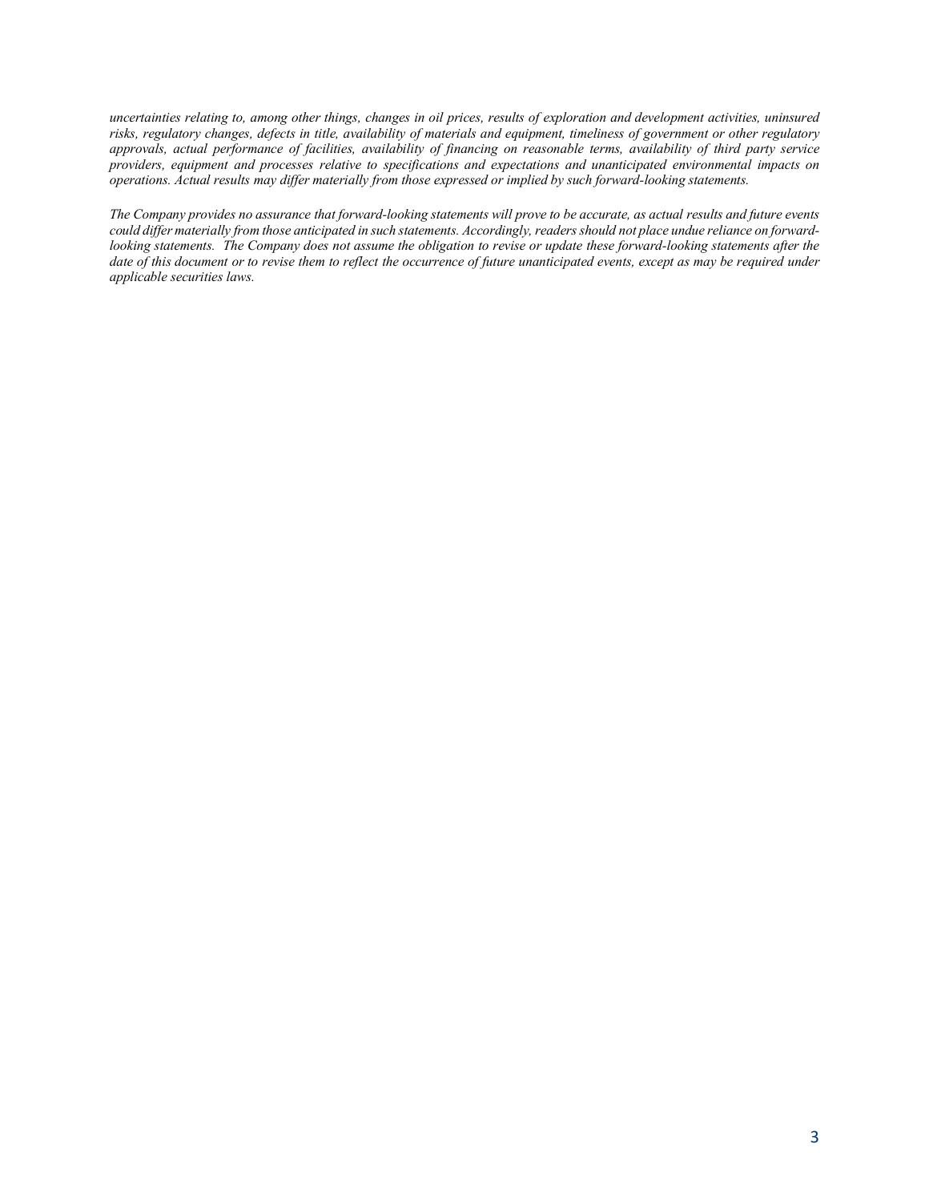*uncertainties relating to, among other things, changes in oil prices, results of exploration and development activities, uninsured risks, regulatory changes, defects in title, availability of materials and equipment, timeliness of government or other regulatory approvals, actual performance of facilities, availability of financing on reasonable terms, availability of third party service providers, equipment and processes relative to specifications and expectations and unanticipated environmental impacts on operations. Actual results may differ materially from those expressed or implied by such forward-looking statements.*

*The Company provides no assurance that forward-looking statements will prove to be accurate, as actual results and future events could differ materially from those anticipated in such statements. Accordingly, readers should not place undue reliance on forward-looking statements. The Company does not assume the obligation to revise or update these forward-looking statements after the date of this document or to revise them to reflect the occurrence of future unanticipated events, except as may be required under applicable securities laws.*